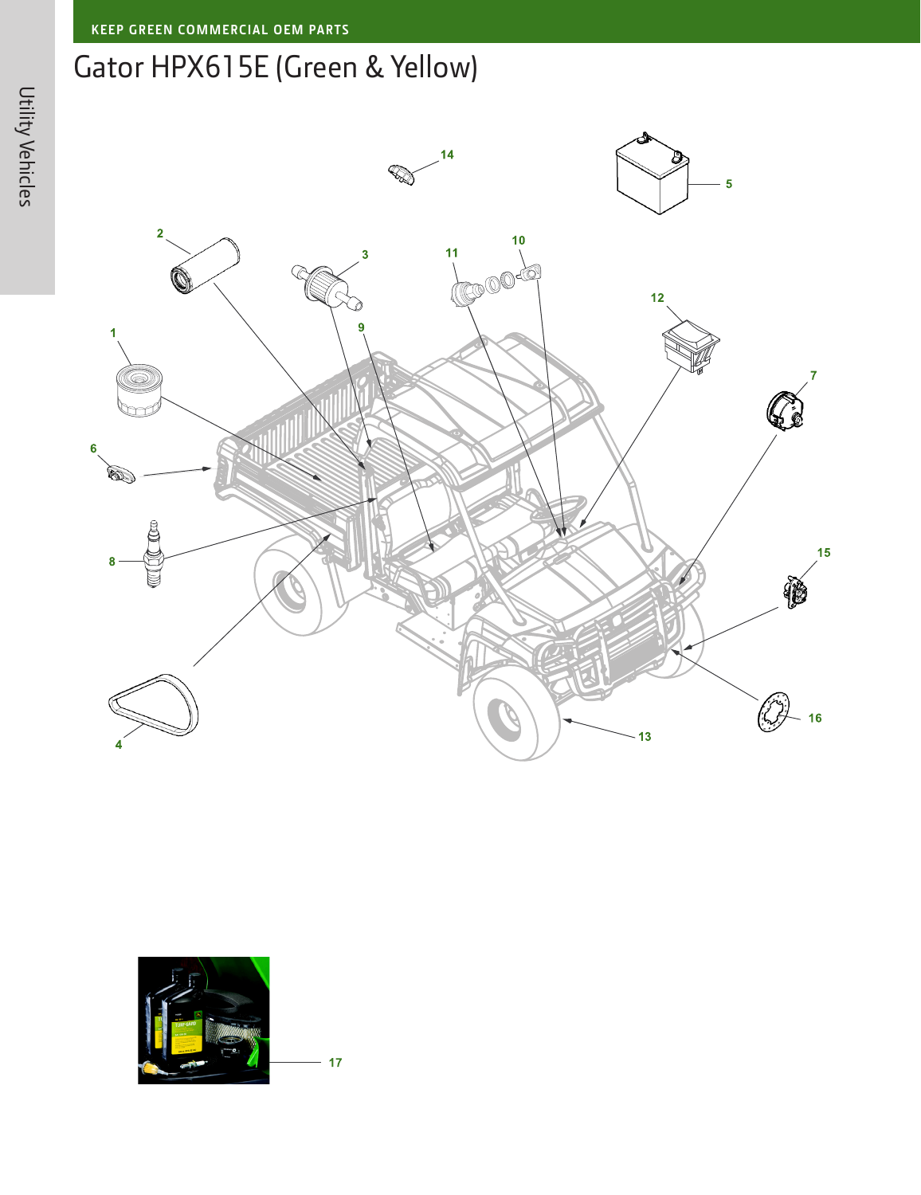# Gator HPX615E (Green & Yellow)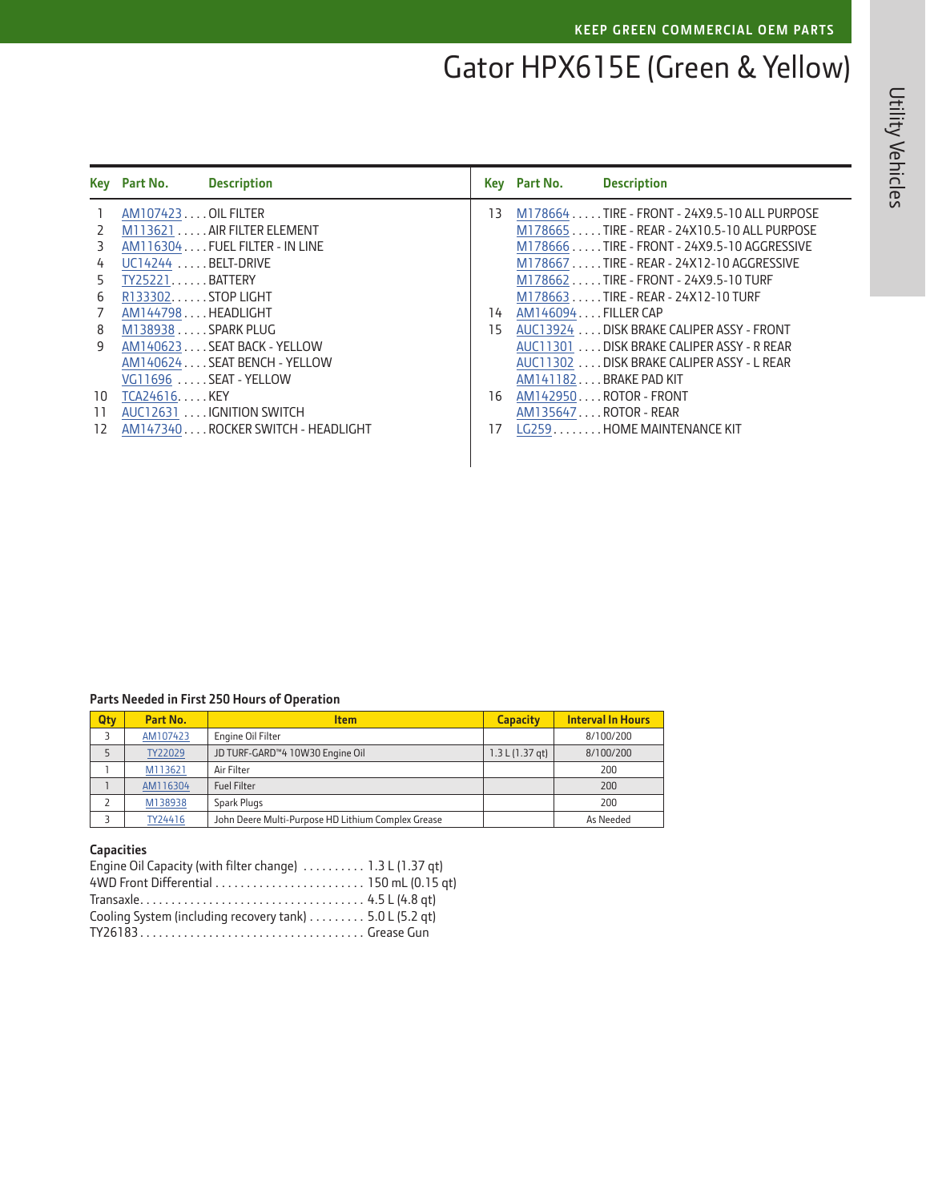# Gator HPX615E (Green & Yellow)

| Key | Part No. | Description |
|---|---|---|
| 1 | AM107423 | OIL FILTER |
| 2 | M113621 | AIR FILTER ELEMENT |
| 3 | AM116304 | FUEL FILTER - IN LINE |
| 4 | UC14244 | BELT-DRIVE |
| 5 | TY25221 | BATTERY |
| 6 | R133302 | STOP LIGHT |
| 7 | AM144798 | HEADLIGHT |
| 8 | M138938 | SPARK PLUG |
| 9 | AM140623 | SEAT BACK - YELLOW |
| | AM140624 | SEAT BENCH - YELLOW |
| | VG11696 | SEAT - YELLOW |
| 10 | TCA24616 | KEY |
| 11 | AUC12631 | IGNITION SWITCH |
| 12 | AM147340 | ROCKER SWITCH - HEADLIGHT |
| 13 | M178664 | TIRE - FRONT - 24X9.5-10 ALL PURPOSE |
| | M178665 | TIRE - REAR - 24X10.5-10 ALL PURPOSE |
| | M178666 | TIRE - FRONT - 24X9.5-10 AGGRESSIVE |
| | M178667 | TIRE - REAR - 24X12-10 AGGRESSIVE |
| | M178662 | TIRE - FRONT - 24X9.5-10 TURF |
| | M178663 | TIRE - REAR - 24X12-10 TURF |
| 14 | AM146094 | FILLER CAP |
| 15 | AUC13924 | DISK BRAKE CALIPER ASSY - FRONT |
| | AUC11301 | DISK BRAKE CALIPER ASSY - R REAR |
| | AUC11302 | DISK BRAKE CALIPER ASSY - L REAR |
| | AM141182 | BRAKE PAD KIT |
| 16 | AM142950 | ROTOR - FRONT |
| | AM135647 | ROTOR - REAR |
| 17 | LG259 | HOME MAINTENANCE KIT |

**Parts Needed in First 250 Hours of Operation**

| Qty | Part No. | Item | Capacity | Interval In Hours |
|---|---|---|---|---|
| 3 | AM107423 | Engine Oil Filter | | 8/100/200 |
| 5 | TY22029 | JD TURF-GARD™4 10W30 Engine Oil | 1.3 L (1.37 qt) | 8/100/200 |
| 1 | M113621 | Air Filter | | 200 |
| 1 | AM116304 | Fuel Filter | | 200 |
| 2 | M138938 | Spark Plugs | | 200 |
| 3 | TY24416 | John Deere Multi-Purpose HD Lithium Complex Grease | | As Needed |

**Capacities**

Engine Oil Capacity (with filter change) .......... 1.3 L (1.37 qt)
4WD Front Differential ........................ 150 mL (0.15 qt)
Transaxle.................................... 4.5 L (4.8 qt)
Cooling System (including recovery tank) ......... 5.0 L (5.2 qt)
TY26183.................................... Grease Gun